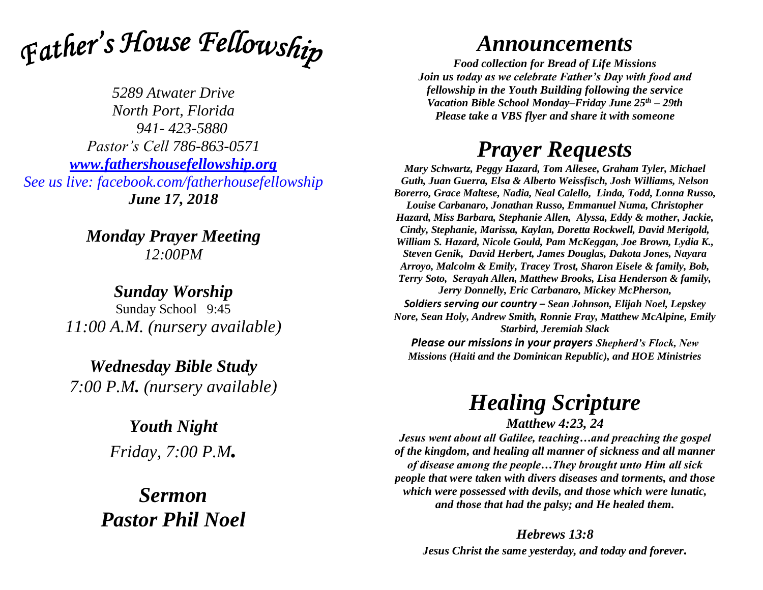# *Father's House Fellowship*

*5289 Atwater Drive*
*North Port, Florida*
*941- 423-5880*
*Pastor's Cell 786-863-0571*
*[www.fathershousefellowship.org](http://www.fathershousefellowship.org)*
*See us live: facebook.com/fatherhousefellowship*
***June 17, 2018***

***Monday Prayer Meeting***
*12:00PM*

***Sunday Worship***
Sunday School 9:45
*11:00 A.M. (nursery available)*

***Wednesday Bible Study***
*7:00 P.M. (nursery available)*

***Youth Night***
*Friday, 7:00 P.M.*

***Sermon***
***Pastor Phil Noel***

# *Announcements*

***Food collection for Bread of Life Missions***
***Join us today as we celebrate Father's Day with food and fellowship in the Youth Building following the service***
***Vacation Bible School Monday–Friday June 25th – 29th***
***Please take a VBS flyer and share it with someone***

# *Prayer Requests*

***Mary Schwartz, Peggy Hazard, Tom Allesee, Graham Tyler, Michael Guth, Juan Guerra, Elsa & Alberto Weissfisch, Josh Williams, Nelson Borerro, Grace Maltese, Nadia, Neal Calello, Linda, Todd, Lonna Russo, Louise Carbanaro, Jonathan Russo, Emmanuel Numa, Christopher Hazard, Miss Barbara, Stephanie Allen, Alyssa, Eddy & mother, Jackie, Cindy, Stephanie, Marissa, Kaylan, Doretta Rockwell, David Merigold, William S. Hazard, Nicole Gould, Pam McKeggan, Joe Brown, Lydia K., Steven Genik, David Herbert, James Douglas, Dakota Jones, Nayara Arroyo, Malcolm & Emily, Tracey Trost, Sharon Eisele & family, Bob, Terry Soto, Serayah Allen, Matthew Brooks, Lisa Henderson & family, Jerry Donnelly, Eric Carbanaro, Mickey McPherson,***
***Soldiers serving our country** – **Sean Johnson, Elijah Noel, Lepskey Nore, Sean Holy, Andrew Smith, Ronnie Fray, Matthew McAlpine, Emily Starbird, Jeremiah Slack***

***Please our missions in your prayers** **Shepherd's Flock, New Missions (Haiti and the Dominican Republic), and HOE Ministries***

# *Healing Scripture*

***Matthew 4:23, 24***

***Jesus went about all Galilee, teaching…and preaching the gospel of the kingdom, and healing all manner of sickness and all manner of disease among the people…They brought unto Him all sick people that were taken with divers diseases and torments, and those which were possessed with devils, and those which were lunatic, and those that had the palsy; and He healed them.***

***Hebrews 13:8***

***Jesus Christ the same yesterday, and today and forever.***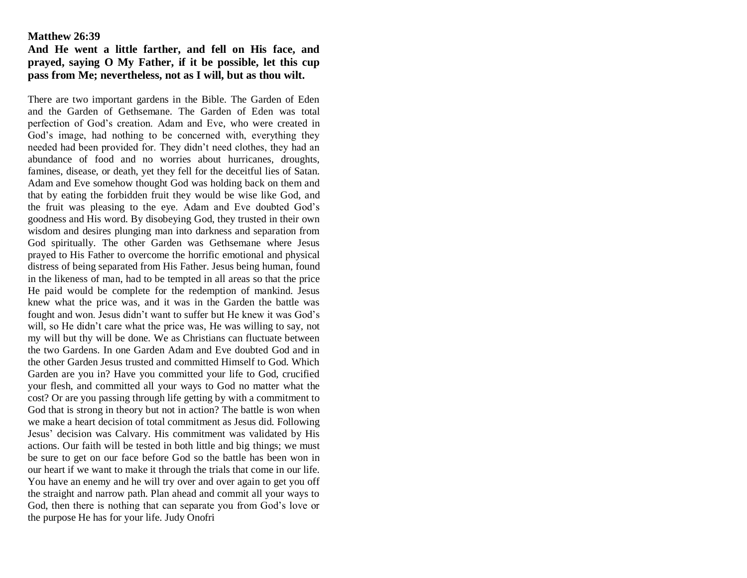**Matthew 26:39**

**And He went a little farther, and fell on His face, and prayed, saying O My Father, if it be possible, let this cup pass from Me; nevertheless, not as I will, but as thou wilt.**

There are two important gardens in the Bible. The Garden of Eden and the Garden of Gethsemane. The Garden of Eden was total perfection of God's creation. Adam and Eve, who were created in God's image, had nothing to be concerned with, everything they needed had been provided for. They didn't need clothes, they had an abundance of food and no worries about hurricanes, droughts, famines, disease, or death, yet they fell for the deceitful lies of Satan. Adam and Eve somehow thought God was holding back on them and that by eating the forbidden fruit they would be wise like God, and the fruit was pleasing to the eye. Adam and Eve doubted God's goodness and His word. By disobeying God, they trusted in their own wisdom and desires plunging man into darkness and separation from God spiritually. The other Garden was Gethsemane where Jesus prayed to His Father to overcome the horrific emotional and physical distress of being separated from His Father. Jesus being human, found in the likeness of man, had to be tempted in all areas so that the price He paid would be complete for the redemption of mankind. Jesus knew what the price was, and it was in the Garden the battle was fought and won. Jesus didn't want to suffer but He knew it was God's will, so He didn't care what the price was, He was willing to say, not my will but thy will be done. We as Christians can fluctuate between the two Gardens. In one Garden Adam and Eve doubted God and in the other Garden Jesus trusted and committed Himself to God. Which Garden are you in? Have you committed your life to God, crucified your flesh, and committed all your ways to God no matter what the cost? Or are you passing through life getting by with a commitment to God that is strong in theory but not in action? The battle is won when we make a heart decision of total commitment as Jesus did. Following Jesus' decision was Calvary. His commitment was validated by His actions. Our faith will be tested in both little and big things; we must be sure to get on our face before God so the battle has been won in our heart if we want to make it through the trials that come in our life. You have an enemy and he will try over and over again to get you off the straight and narrow path. Plan ahead and commit all your ways to God, then there is nothing that can separate you from God's love or the purpose He has for your life. Judy Onofri